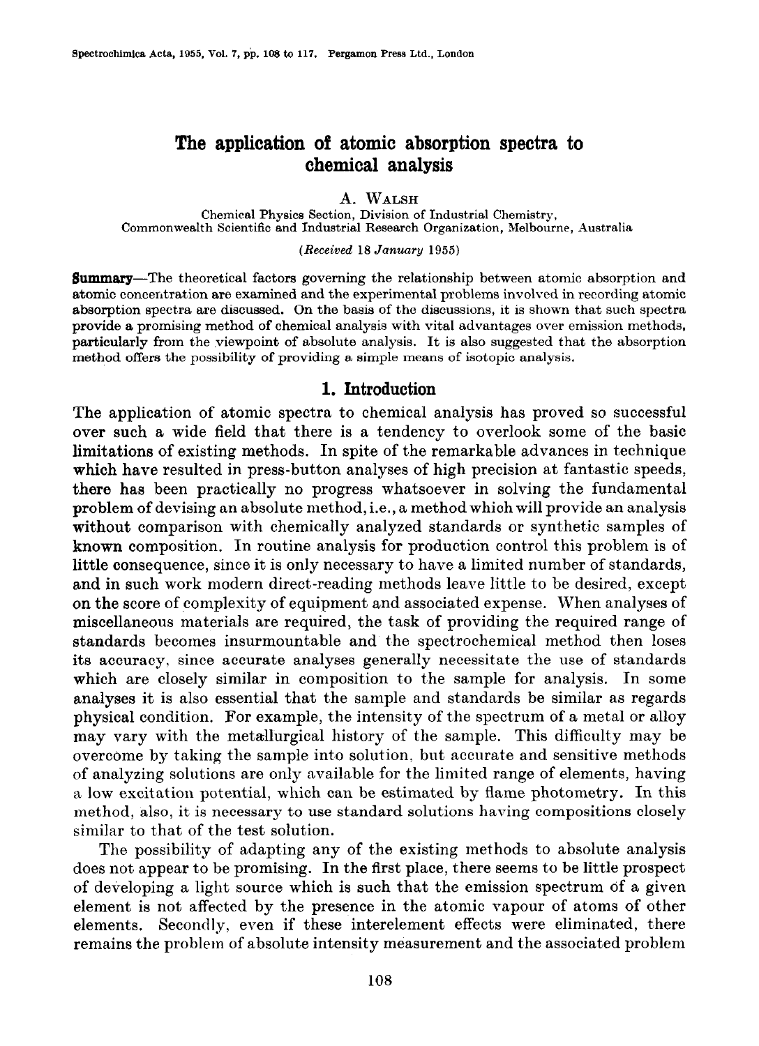# The application of atomic absorption spectra to chemical analysis

A. Walsh

Chemical Physics Section, Division of Industrial Chemistry,
Commonwealth Scientific and Industrial Research Organization, Melbourne, Australia

*(Received 18 January 1955)*

**Summary**—The theoretical factors governing the relationship between atomic absorption and atomic concentration are examined and the experimental problems involved in recording atomic absorption spectra are discussed. On the basis of the discussions, it is shown that such spectra provide a promising method of chemical analysis with vital advantages over emission methods, particularly from the viewpoint of absolute analysis. It is also suggested that the absorption method offers the possibility of providing a simple means of isotopic analysis.

## 1. Introduction

The application of atomic spectra to chemical analysis has proved so successful over such a wide field that there is a tendency to overlook some of the basic limitations of existing methods. In spite of the remarkable advances in technique which have resulted in press-button analyses of high precision at fantastic speeds, there has been practically no progress whatsoever in solving the fundamental problem of devising an absolute method, i.e., a method which will provide an analysis without comparison with chemically analyzed standards or synthetic samples of known composition. In routine analysis for production control this problem is of little consequence, since it is only necessary to have a limited number of standards, and in such work modern direct-reading methods leave little to be desired, except on the score of complexity of equipment and associated expense. When analyses of miscellaneous materials are required, the task of providing the required range of standards becomes insurmountable and the spectrochemical method then loses its accuracy, since accurate analyses generally necessitate the use of standards which are closely similar in composition to the sample for analysis. In some analyses it is also essential that the sample and standards be similar as regards physical condition. For example, the intensity of the spectrum of a metal or alloy may vary with the metallurgical history of the sample. This difficulty may be overcome by taking the sample into solution, but accurate and sensitive methods of analyzing solutions are only available for the limited range of elements, having a low excitation potential, which can be estimated by flame photometry. In this method, also, it is necessary to use standard solutions having compositions closely similar to that of the test solution.

The possibility of adapting any of the existing methods to absolute analysis does not appear to be promising. In the first place, there seems to be little prospect of developing a light source which is such that the emission spectrum of a given element is not affected by the presence in the atomic vapour of atoms of other elements. Secondly, even if these interelement effects were eliminated, there remains the problem of absolute intensity measurement and the associated problem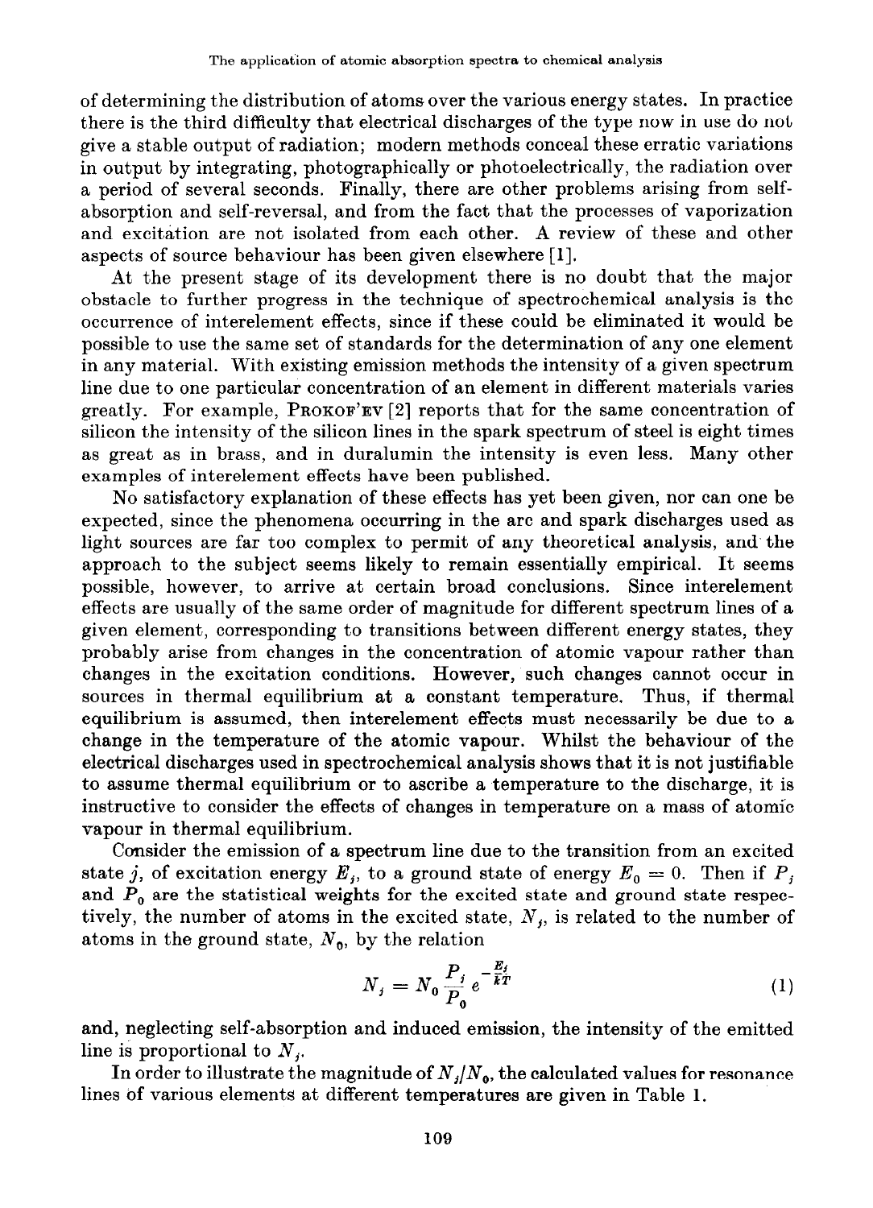of determining the distribution of atoms over the various energy states. In practice there is the third difficulty that electrical discharges of the type now in use do not give a stable output of radiation; modern methods conceal these erratic variations in output by integrating, photographically or photoelectrically, the radiation over a period of several seconds. Finally, there are other problems arising from self-absorption and self-reversal, and from the fact that the processes of vaporization and excitation are not isolated from each other. A review of these and other aspects of source behaviour has been given elsewhere [1].

At the present stage of its development there is no doubt that the major obstacle to further progress in the technique of spectrochemical analysis is the occurrence of interelement effects, since if these could be eliminated it would be possible to use the same set of standards for the determination of any one element in any material. With existing emission methods the intensity of a given spectrum line due to one particular concentration of an element in different materials varies greatly. For example, PROKOF'EV [2] reports that for the same concentration of silicon the intensity of the silicon lines in the spark spectrum of steel is eight times as great as in brass, and in duralumin the intensity is even less. Many other examples of interelement effects have been published.

No satisfactory explanation of these effects has yet been given, nor can one be expected, since the phenomena occurring in the arc and spark discharges used as light sources are far too complex to permit of any theoretical analysis, and the approach to the subject seems likely to remain essentially empirical. It seems possible, however, to arrive at certain broad conclusions. Since interelement effects are usually of the same order of magnitude for different spectrum lines of a given element, corresponding to transitions between different energy states, they probably arise from changes in the concentration of atomic vapour rather than changes in the excitation conditions. However, such changes cannot occur in sources in thermal equilibrium at a constant temperature. Thus, if thermal equilibrium is assumed, then interelement effects must necessarily be due to a change in the temperature of the atomic vapour. Whilst the behaviour of the electrical discharges used in spectrochemical analysis shows that it is not justifiable to assume thermal equilibrium or to ascribe a temperature to the discharge, it is instructive to consider the effects of changes in temperature on a mass of atomic vapour in thermal equilibrium.

Consider the emission of a spectrum line due to the transition from an excited state $j$, of excitation energy $E_j$, to a ground state of energy $E_0 = 0$. Then if $P_j$ and $P_0$ are the statistical weights for the excited state and ground state respectively, the number of atoms in the excited state, $N_j$, is related to the number of atoms in the ground state, $N_0$, by the relation

$$N_j = N_0 \frac{P_j}{P_0} e^{-\frac{E_j}{kT}} \tag{1}$$

and, neglecting self-absorption and induced emission, the intensity of the emitted line is proportional to $N_j$.

In order to illustrate the magnitude of $N_j/N_0$, the calculated values for resonance lines of various elements at different temperatures are given in Table 1.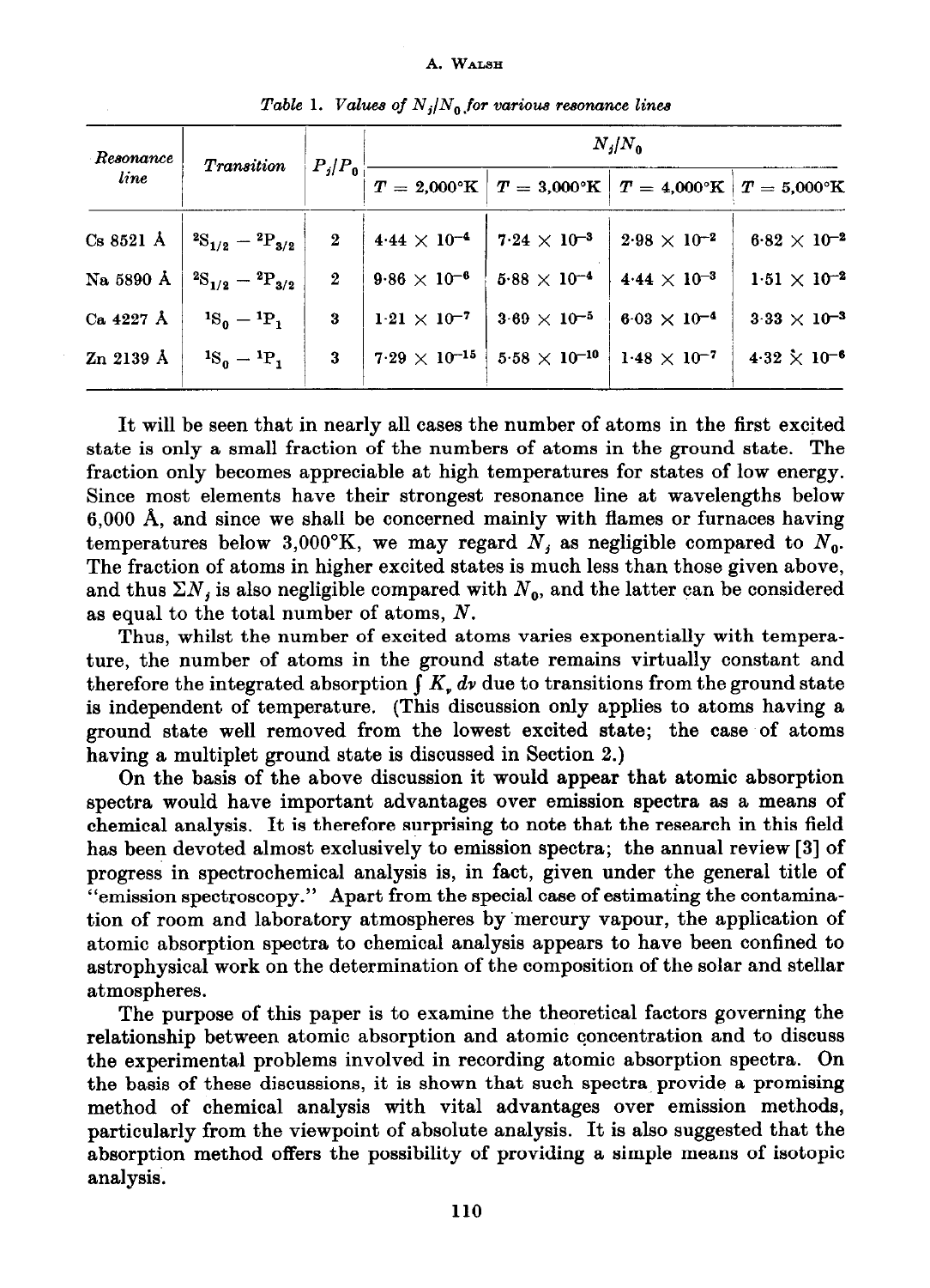Table 1. *Values of $N_j/N_0$ for various resonance lines*

| Resonance line | Transition | $P_j/P_0$ | $N_j/N_0$ | | | |
|---|---|---|---|---|---|---|
| | | | $T = 2{,}000°K$ | $T = 3{,}000°K$ | $T = 4{,}000°K$ | $T = 5{,}000°K$ |
| Cs 8521 Å | $^2S_{1/2} - {}^2P_{3/2}$ | 2 | $4{\cdot}44 \times 10^{-4}$ | $7{\cdot}24 \times 10^{-3}$ | $2{\cdot}98 \times 10^{-2}$ | $6{\cdot}82 \times 10^{-2}$ |
| Na 5890 Å | $^2S_{1/2} - {}^2P_{3/2}$ | 2 | $9{\cdot}86 \times 10^{-6}$ | $5{\cdot}88 \times 10^{-4}$ | $4{\cdot}44 \times 10^{-3}$ | $1{\cdot}51 \times 10^{-2}$ |
| Ca 4227 Å | $^1S_0 - {}^1P_1$ | 3 | $1{\cdot}21 \times 10^{-7}$ | $3{\cdot}69 \times 10^{-5}$ | $6{\cdot}03 \times 10^{-4}$ | $3{\cdot}33 \times 10^{-3}$ |
| Zn 2139 Å | $^1S_0 - {}^1P_1$ | 3 | $7{\cdot}29 \times 10^{-15}$ | $5{\cdot}58 \times 10^{-10}$ | $1{\cdot}48 \times 10^{-7}$ | $4{\cdot}32 \times 10^{-6}$ |

It will be seen that in nearly all cases the number of atoms in the first excited state is only a small fraction of the numbers of atoms in the ground state. The fraction only becomes appreciable at high temperatures for states of low energy. Since most elements have their strongest resonance line at wavelengths below 6,000 Å, and since we shall be concerned mainly with flames or furnaces having temperatures below 3,000°K, we may regard $N_j$ as negligible compared to $N_0$. The fraction of atoms in higher excited states is much less than those given above, and thus $\Sigma N_j$ is also negligible compared with $N_0$, and the latter can be considered as equal to the total number of atoms, $N$.

Thus, whilst the number of excited atoms varies exponentially with temperature, the number of atoms in the ground state remains virtually constant and therefore the integrated absorption $\int K_\nu \, d\nu$ due to transitions from the ground state is independent of temperature. (This discussion only applies to atoms having a ground state well removed from the lowest excited state; the case of atoms having a multiplet ground state is discussed in Section 2.)

On the basis of the above discussion it would appear that atomic absorption spectra would have important advantages over emission spectra as a means of chemical analysis. It is therefore surprising to note that the research in this field has been devoted almost exclusively to emission spectra; the annual review [3] of progress in spectrochemical analysis is, in fact, given under the general title of "emission spectroscopy." Apart from the special case of estimating the contamination of room and laboratory atmospheres by mercury vapour, the application of atomic absorption spectra to chemical analysis appears to have been confined to astrophysical work on the determination of the composition of the solar and stellar atmospheres.

The purpose of this paper is to examine the theoretical factors governing the relationship between atomic absorption and atomic concentration and to discuss the experimental problems involved in recording atomic absorption spectra. On the basis of these discussions, it is shown that such spectra provide a promising method of chemical analysis with vital advantages over emission methods, particularly from the viewpoint of absolute analysis. It is also suggested that the absorption method offers the possibility of providing a simple means of isotopic analysis.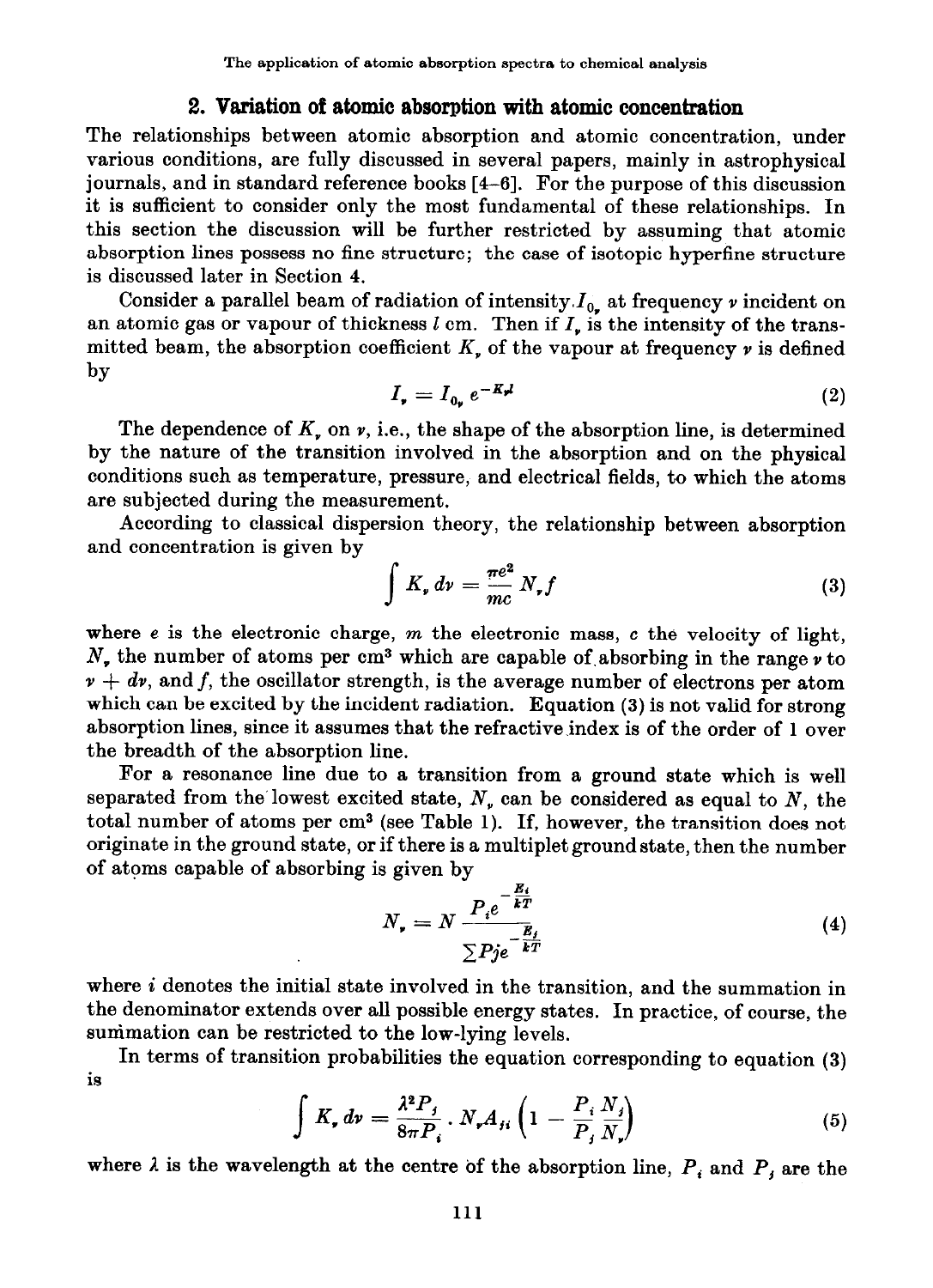## 2. Variation of atomic absorption with atomic concentration

The relationships between atomic absorption and atomic concentration, under various conditions, are fully discussed in several papers, mainly in astrophysical journals, and in standard reference books [4–6]. For the purpose of this discussion it is sufficient to consider only the most fundamental of these relationships. In this section the discussion will be further restricted by assuming that atomic absorption lines possess no fine structure; the case of isotopic hyperfine structure is discussed later in Section 4.

Consider a parallel beam of radiation of intensity $I_{0_\nu}$ at frequency $\nu$ incident on an atomic gas or vapour of thickness $l$ cm. Then if $I_\nu$ is the intensity of the transmitted beam, the absorption coefficient $K_\nu$ of the vapour at frequency $\nu$ is defined by

$$I_\nu = I_{0_\nu}\, e^{-K_\nu l} \tag{2}$$

The dependence of $K_\nu$ on $\nu$, i.e., the shape of the absorption line, is determined by the nature of the transition involved in the absorption and on the physical conditions such as temperature, pressure, and electrical fields, to which the atoms are subjected during the measurement.

According to classical dispersion theory, the relationship between absorption and concentration is given by

$$\int K_\nu\, d\nu = \frac{\pi e^2}{mc} N_\nu f \tag{3}$$

where $e$ is the electronic charge, $m$ the electronic mass, $c$ the velocity of light, $N_\nu$ the number of atoms per cm³ which are capable of absorbing in the range $\nu$ to $\nu + d\nu$, and $f$, the oscillator strength, is the average number of electrons per atom which can be excited by the incident radiation. Equation (3) is not valid for strong absorption lines, since it assumes that the refractive index is of the order of 1 over the breadth of the absorption line.

For a resonance line due to a transition from a ground state which is well separated from the lowest excited state, $N_\nu$ can be considered as equal to $N$, the total number of atoms per cm³ (see Table 1). If, however, the transition does not originate in the ground state, or if there is a multiplet ground state, then the number of atoms capable of absorbing is given by

$$N_\nu = N \frac{P_i e^{-\frac{E_i}{kT}}}{\sum P_j e^{-\frac{E_j}{kT}}} \tag{4}$$

where $i$ denotes the initial state involved in the transition, and the summation in the denominator extends over all possible energy states. In practice, of course, the summation can be restricted to the low-lying levels.

In terms of transition probabilities the equation corresponding to equation (3) is

$$\int K_\nu\, d\nu = \frac{\lambda^2 P_j}{8\pi P_i} \cdot N_\nu A_{ji} \left(1 - \frac{P_i}{P_j}\frac{N_j}{N_\nu}\right) \tag{5}$$

where $\lambda$ is the wavelength at the centre of the absorption line, $P_i$ and $P_j$ are the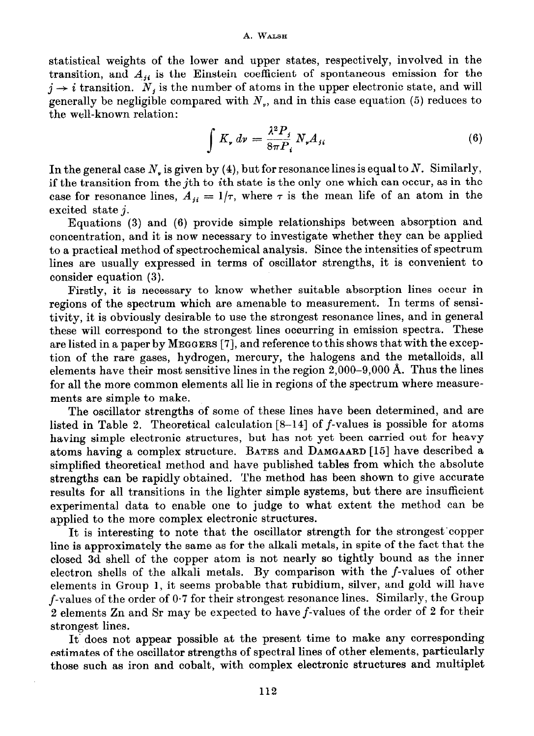statistical weights of the lower and upper states, respectively, involved in the transition, and $A_{ji}$ is the Einstein coefficient of spontaneous emission for the $j \rightarrow i$ transition. $N_j$ is the number of atoms in the upper electronic state, and will generally be negligible compared with $N_\nu$, and in this case equation (5) reduces to the well-known relation:

$$\int K_\nu \, d\nu = \frac{\lambda^2 P_j}{8\pi P_i} N_\nu A_{ji} \tag{6}$$

In the general case $N_\nu$ is given by (4), but for resonance lines is equal to $N$. Similarly, if the transition from the $j$th to $i$th state is the only one which can occur, as in the case for resonance lines, $A_{ji} = 1/\tau$, where $\tau$ is the mean life of an atom in the excited state $j$.

Equations (3) and (6) provide simple relationships between absorption and concentration, and it is now necessary to investigate whether they can be applied to a practical method of spectrochemical analysis. Since the intensities of spectrum lines are usually expressed in terms of oscillator strengths, it is convenient to consider equation (3).

Firstly, it is necessary to know whether suitable absorption lines occur in regions of the spectrum which are amenable to measurement. In terms of sensitivity, it is obviously desirable to use the strongest resonance lines, and in general these will correspond to the strongest lines occurring in emission spectra. These are listed in a paper by MEGGERS [7], and reference to this shows that with the exception of the rare gases, hydrogen, mercury, the halogens and the metalloids, all elements have their most sensitive lines in the region 2,000–9,000 Å. Thus the lines for all the more common elements all lie in regions of the spectrum where measurements are simple to make.

The oscillator strengths of some of these lines have been determined, and are listed in Table 2. Theoretical calculation [8–14] of $f$-values is possible for atoms having simple electronic structures, but has not yet been carried out for heavy atoms having a complex structure. BATES and DAMGAARD [15] have described a simplified theoretical method and have published tables from which the absolute strengths can be rapidly obtained. The method has been shown to give accurate results for all transitions in the lighter simple systems, but there are insufficient experimental data to enable one to judge to what extent the method can be applied to the more complex electronic structures.

It is interesting to note that the oscillator strength for the strongest copper line is approximately the same as for the alkali metals, in spite of the fact that the closed 3d shell of the copper atom is not nearly so tightly bound as the inner electron shells of the alkali metals. By comparison with the $f$-values of other elements in Group 1, it seems probable that rubidium, silver, and gold will have $f$-values of the order of 0·7 for their strongest resonance lines. Similarly, the Group 2 elements Zn and Sr may be expected to have $f$-values of the order of 2 for their strongest lines.

It does not appear possible at the present time to make any corresponding estimates of the oscillator strengths of spectral lines of other elements, particularly those such as iron and cobalt, with complex electronic structures and multiplet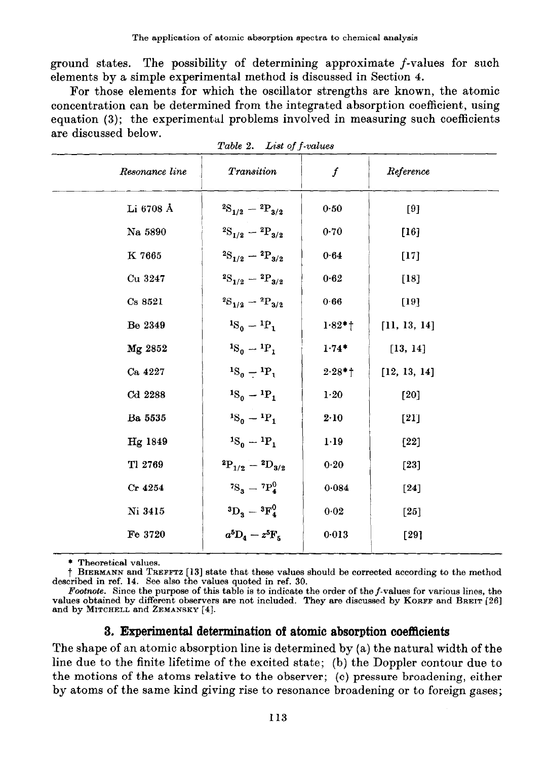ground states. The possibility of determining approximate $f$-values for such elements by a simple experimental method is discussed in Section 4.

For those elements for which the oscillator strengths are known, the atomic concentration can be determined from the integrated absorption coefficient, using equation (3); the experimental problems involved in measuring such coefficients are discussed below.

*Table 2. List of f-values*

| *Resonance line* | *Transition* | $f$ | *Reference* |
|---|---|---|---|
| Li 6708 Å | $^2S_{1/2} - {}^2P_{3/2}$ | 0·50 | [9] |
| Na 5890 | $^2S_{1/2} - {}^2P_{3/2}$ | 0·70 | [16] |
| K 7665 | $^2S_{1/2} - {}^2P_{3/2}$ | 0·64 | [17] |
| Cu 3247 | $^2S_{1/2} - {}^2P_{3/2}$ | 0·62 | [18] |
| Cs 8521 | $^2S_{1/2} - {}^2P_{3/2}$ | 0·66 | [19] |
| Be 2349 | $^1S_0 - {}^1P_1$ | 1·82*† | [11, 13, 14] |
| Mg 2852 | $^1S_0 - {}^1P_1$ | 1·74* | [13, 14] |
| Ca 4227 | $^1S_0 - {}^1P_1$ | 2·28*† | [12, 13, 14] |
| Cd 2288 | $^1S_0 - {}^1P_1$ | 1·20 | [20] |
| Ba 5535 | $^1S_0 - {}^1P_1$ | 2·10 | [21] |
| Hg 1849 | $^1S_0 - {}^1P_1$ | 1·19 | [22] |
| Tl 2769 | $^2P_{1/2} - {}^2D_{3/2}$ | 0·20 | [23] |
| Cr 4254 | $^7S_3 - {}^7P^0_4$ | 0·084 | [24] |
| Ni 3415 | $^3D_3 - {}^3F^0_4$ | 0·02 | [25] |
| Fe 3720 | $a^5D_4 - z^5F_5$ | 0·013 | [29] |

\* Theoretical values.

† BIERMANN and TREFFTZ [13] state that these values should be corrected according to the method described in ref. 14. See also the values quoted in ref. 30.

*Footnote.* Since the purpose of this table is to indicate the order of the $f$-values for various lines, the values obtained by different observers are not included. They are discussed by KORFF and BREIT [26] and by MITCHELL and ZEMANSKY [4].

## 3. Experimental determination of atomic absorption coefficients

The shape of an atomic absorption line is determined by (a) the natural width of the line due to the finite lifetime of the excited state; (b) the Doppler contour due to the motions of the atoms relative to the observer; (c) pressure broadening, either by atoms of the same kind giving rise to resonance broadening or to foreign gases;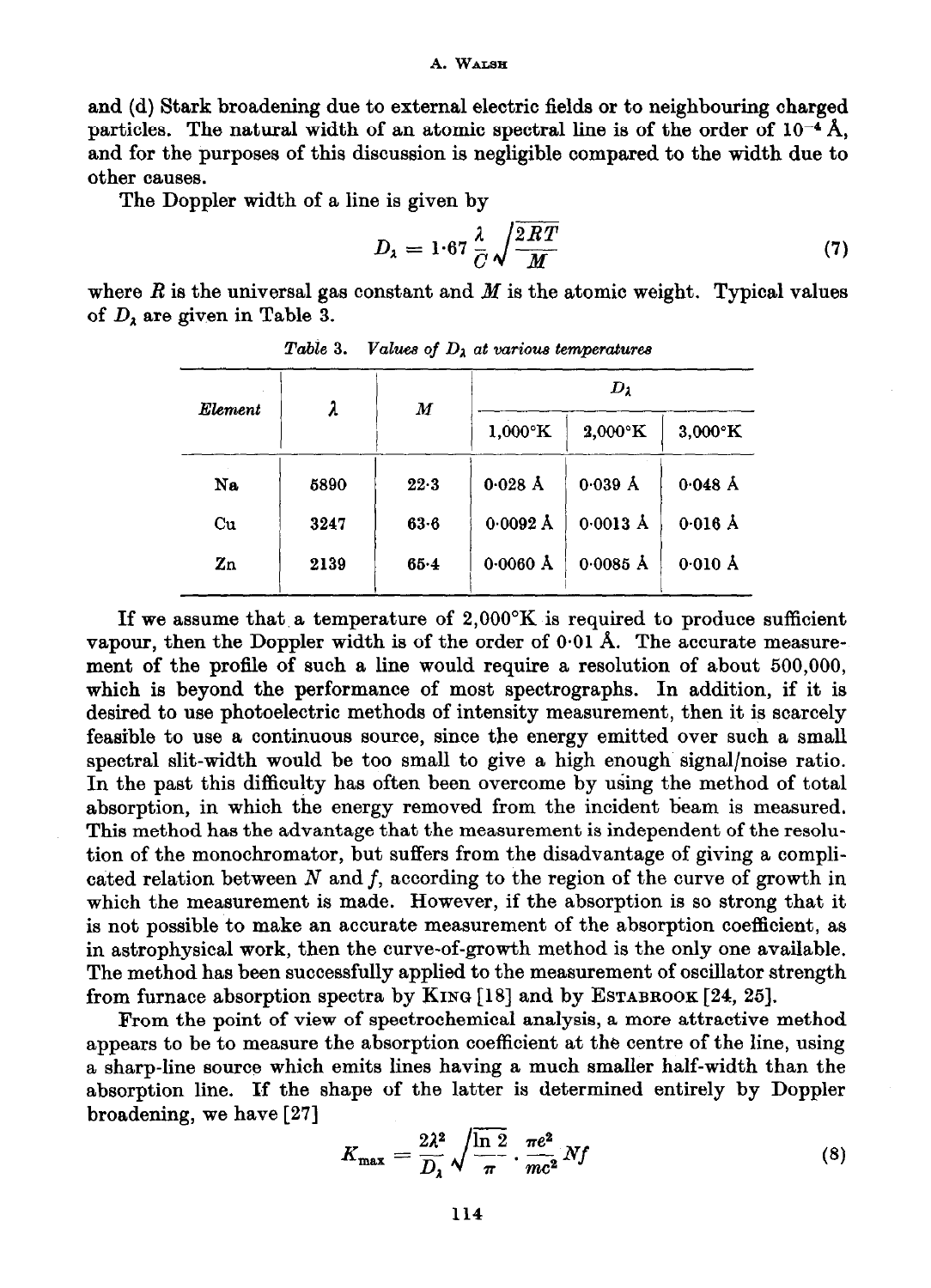and (d) Stark broadening due to external electric fields or to neighbouring charged particles. The natural width of an atomic spectral line is of the order of $10^{-4}$ Å, and for the purposes of this discussion is negligible compared to the width due to other causes.

The Doppler width of a line is given by

$$D_\lambda = 1{\cdot}67 \frac{\lambda}{C} \sqrt{\frac{2RT}{M}} \tag{7}$$

where $R$ is the universal gas constant and $M$ is the atomic weight. Typical values of $D_\lambda$ are given in Table 3.

*Table 3. Values of $D_\lambda$ at various temperatures*

| *Element* | $\lambda$ | $M$ | $D_\lambda$ | | |
|---|---|---|---|---|---|
| | | | 1,000°K | 2,000°K | 3,000°K |
| Na | 5890 | 22·3 | 0·028 Å | 0·039 Å | 0·048 Å |
| Cu | 3247 | 63·6 | 0·0092 Å | 0·0013 Å | 0·016 Å |
| Zn | 2139 | 65·4 | 0·0060 Å | 0·0085 Å | 0·010 Å |

If we assume that a temperature of 2,000°K is required to produce sufficient vapour, then the Doppler width is of the order of 0·01 Å. The accurate measurement of the profile of such a line would require a resolution of about 500,000, which is beyond the performance of most spectrographs. In addition, if it is desired to use photoelectric methods of intensity measurement, then it is scarcely feasible to use a continuous source, since the energy emitted over such a small spectral slit-width would be too small to give a high enough signal/noise ratio. In the past this difficulty has often been overcome by using the method of total absorption, in which the energy removed from the incident beam is measured. This method has the advantage that the measurement is independent of the resolution of the monochromator, but suffers from the disadvantage of giving a complicated relation between $N$ and $f$, according to the region of the curve of growth in which the measurement is made. However, if the absorption is so strong that it is not possible to make an accurate measurement of the absorption coefficient, as in astrophysical work, then the curve-of-growth method is the only one available. The method has been successfully applied to the measurement of oscillator strength from furnace absorption spectra by KING [18] and by ESTABROOK [24, 25].

From the point of view of spectrochemical analysis, a more attractive method appears to be to measure the absorption coefficient at the centre of the line, using a sharp-line source which emits lines having a much smaller half-width than the absorption line. If the shape of the latter is determined entirely by Doppler broadening, we have [27]

$$K_{\max} = \frac{2\lambda^2}{D_\lambda} \sqrt{\frac{\ln 2}{\pi}} \cdot \frac{\pi e^2}{mc^2} Nf \tag{8}$$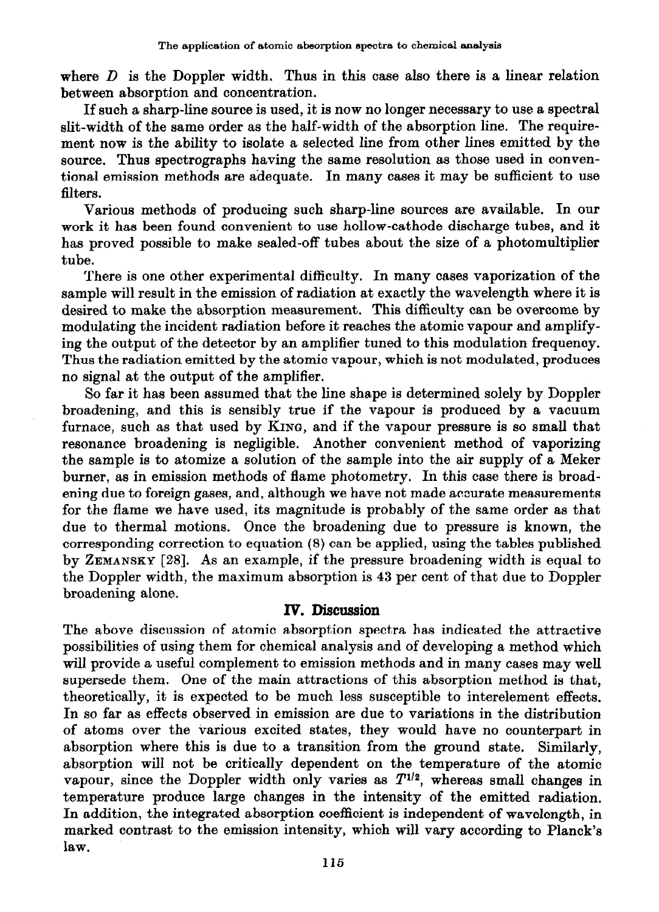where $D$ is the Doppler width. Thus in this case also there is a linear relation between absorption and concentration.

If such a sharp-line source is used, it is now no longer necessary to use a spectral slit-width of the same order as the half-width of the absorption line. The requirement now is the ability to isolate a selected line from other lines emitted by the source. Thus spectrographs having the same resolution as those used in conventional emission methods are adequate. In many cases it may be sufficient to use filters.

Various methods of producing such sharp-line sources are available. In our work it has been found convenient to use hollow-cathode discharge tubes, and it has proved possible to make sealed-off tubes about the size of a photomultiplier tube.

There is one other experimental difficulty. In many cases vaporization of the sample will result in the emission of radiation at exactly the wavelength where it is desired to make the absorption measurement. This difficulty can be overcome by modulating the incident radiation before it reaches the atomic vapour and amplifying the output of the detector by an amplifier tuned to this modulation frequency. Thus the radiation emitted by the atomic vapour, which is not modulated, produces no signal at the output of the amplifier.

So far it has been assumed that the line shape is determined solely by Doppler broadening, and this is sensibly true if the vapour is produced by a vacuum furnace, such as that used by King, and if the vapour pressure is so small that resonance broadening is negligible. Another convenient method of vaporizing the sample is to atomize a solution of the sample into the air supply of a Meker burner, as in emission methods of flame photometry. In this case there is broadening due to foreign gases, and, although we have not made accurate measurements for the flame we have used, its magnitude is probably of the same order as that due to thermal motions. Once the broadening due to pressure is known, the corresponding correction to equation (8) can be applied, using the tables published by Zemansky [28]. As an example, if the pressure broadening width is equal to the Doppler width, the maximum absorption is 43 per cent of that due to Doppler broadening alone.

## IV. Discussion

The above discussion of atomic absorption spectra has indicated the attractive possibilities of using them for chemical analysis and of developing a method which will provide a useful complement to emission methods and in many cases may well supersede them. One of the main attractions of this absorption method is that, theoretically, it is expected to be much less susceptible to interelement effects. In so far as effects observed in emission are due to variations in the distribution of atoms over the various excited states, they would have no counterpart in absorption where this is due to a transition from the ground state. Similarly, absorption will not be critically dependent on the temperature of the atomic vapour, since the Doppler width only varies as $T^{1/2}$, whereas small changes in temperature produce large changes in the intensity of the emitted radiation. In addition, the integrated absorption coefficient is independent of wavelength, in marked contrast to the emission intensity, which will vary according to Planck's law.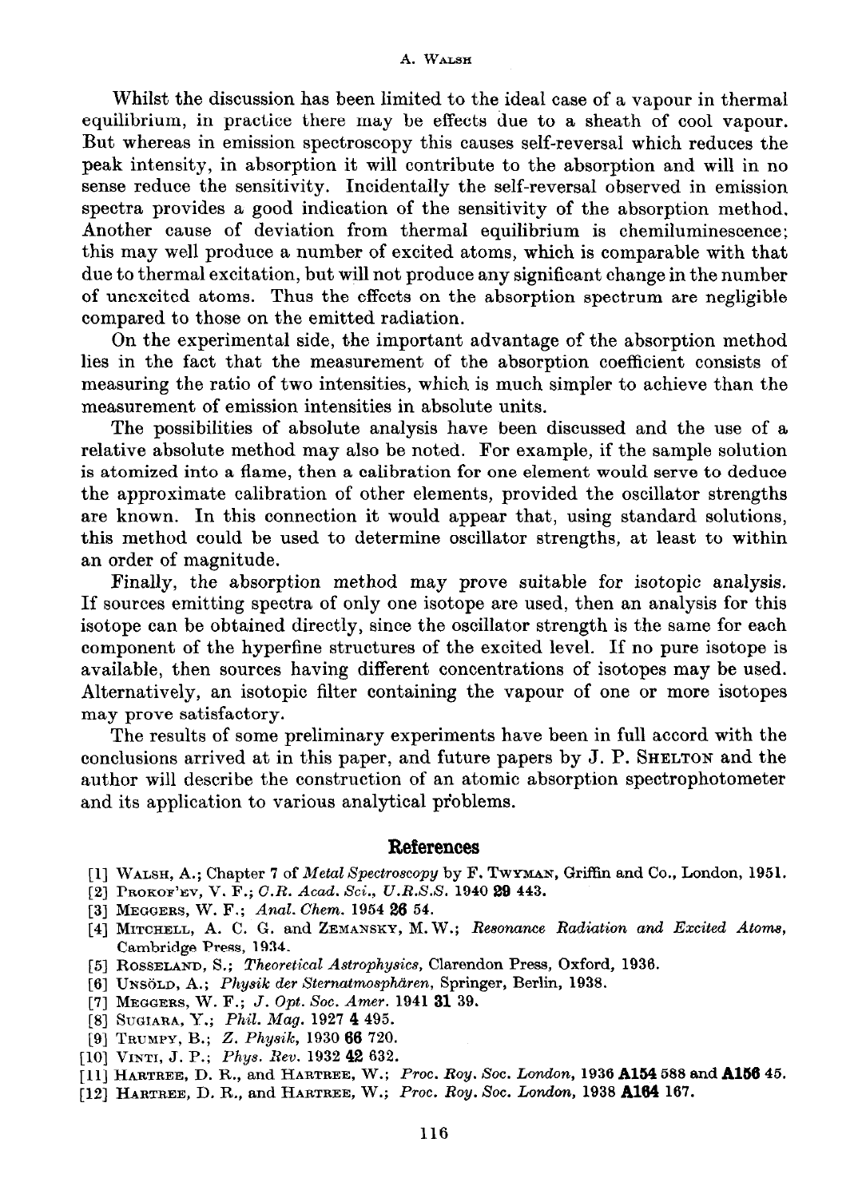Whilst the discussion has been limited to the ideal case of a vapour in thermal equilibrium, in practice there may be effects due to a sheath of cool vapour. But whereas in emission spectroscopy this causes self-reversal which reduces the peak intensity, in absorption it will contribute to the absorption and will in no sense reduce the sensitivity. Incidentally the self-reversal observed in emission spectra provides a good indication of the sensitivity of the absorption method. Another cause of deviation from thermal equilibrium is chemiluminescence; this may well produce a number of excited atoms, which is comparable with that due to thermal excitation, but will not produce any significant change in the number of unexcited atoms. Thus the effects on the absorption spectrum are negligible compared to those on the emitted radiation.

On the experimental side, the important advantage of the absorption method lies in the fact that the measurement of the absorption coefficient consists of measuring the ratio of two intensities, which is much simpler to achieve than the measurement of emission intensities in absolute units.

The possibilities of absolute analysis have been discussed and the use of a relative absolute method may also be noted. For example, if the sample solution is atomized into a flame, then a calibration for one element would serve to deduce the approximate calibration of other elements, provided the oscillator strengths are known. In this connection it would appear that, using standard solutions, this method could be used to determine oscillator strengths, at least to within an order of magnitude.

Finally, the absorption method may prove suitable for isotopic analysis. If sources emitting spectra of only one isotope are used, then an analysis for this isotope can be obtained directly, since the oscillator strength is the same for each component of the hyperfine structures of the excited level. If no pure isotope is available, then sources having different concentrations of isotopes may be used. Alternatively, an isotopic filter containing the vapour of one or more isotopes may prove satisfactory.

The results of some preliminary experiments have been in full accord with the conclusions arrived at in this paper, and future papers by J. P. Shelton and the author will describe the construction of an atomic absorption spectrophotometer and its application to various analytical problems.

## References

[1] Walsh, A.; Chapter 7 of *Metal Spectroscopy* by F. Twyman, Griffin and Co., London, 1951.
[2] Prokof'ev, V. F.; *C.R. Acad. Sci., U.R.S.S.* 1940 **29** 443.
[3] Meggers, W. F.; *Anal. Chem.* 1954 **26** 54.
[4] Mitchell, A. C. G. and Zemansky, M. W.; *Resonance Radiation and Excited Atoms*, Cambridge Press, 1934.
[5] Rosseland, S.; *Theoretical Astrophysics*, Clarendon Press, Oxford, 1936.
[6] Unsöld, A.; *Physik der Sternatmosphären*, Springer, Berlin, 1938.
[7] Meggers, W. F.; *J. Opt. Soc. Amer.* 1941 **31** 39.
[8] Sugiara, Y.; *Phil. Mag.* 1927 **4** 495.
[9] Trumpy, B.; *Z. Physik*, 1930 **66** 720.
[10] Vinti, J. P.; *Phys. Rev.* 1932 **42** 632.
[11] Hartree, D. R., and Hartree, W.; *Proc. Roy. Soc. London*, 1936 **A154** 588 and **A156** 45.
[12] Hartree, D. R., and Hartree, W.; *Proc. Roy. Soc. London*, 1938 **A164** 167.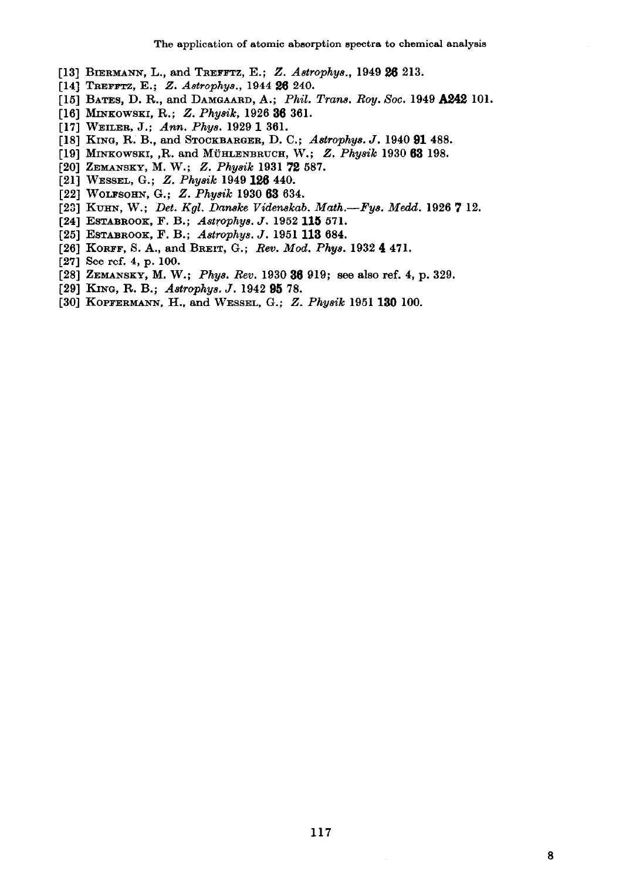[13] BIERMANN, L., and TREFFTZ, E.; *Z. Astrophys.*, 1949 **26** 213.
[14] TREFFTZ, E.; *Z. Astrophys.*, 1944 **26** 240.
[15] BATES, D. R., and DAMGAARD, A.; *Phil. Trans. Roy. Soc.* 1949 **A242** 101.
[16] MINKOWSKI, R.; *Z. Physik*, 1926 **36** 361.
[17] WEILER, J.; *Ann. Phys.* 1929 **1** 361.
[18] KING, R. B., and STOCKBARGER, D. C.; *Astrophys. J.* 1940 **91** 488.
[19] MINKOWSKI, ,R. and MÜHLENBRUCH, W.; *Z. Physik* 1930 **63** 198.
[20] ZEMANSKY, M. W.; *Z. Physik* 1931 **72** 587.
[21] WESSEL, G.; *Z. Physik* 1949 **126** 440.
[22] WOLFSOHN, G.; *Z. Physik* 1930 **63** 634.
[23] KUHN, W.; *Det. Kgl. Danske Videnskab. Math.—Fys. Medd.* 1926 **7** 12.
[24] ESTABROOK, F. B.; *Astrophys. J.* 1952 **115** 571.
[25] ESTABROOK, F. B.; *Astrophys. J.* 1951 **113** 684.
[26] KORFF, S. A., and BREIT, G.; *Rev. Mod. Phys.* 1932 **4** 471.
[27] See ref. 4, p. 100.
[28] ZEMANSKY, M. W.; *Phys. Rev.* 1930 **36** 919; see also ref. 4, p. 329.
[29] KING, R. B.; *Astrophys. J.* 1942 **95** 78.
[30] KOPFERMANN, H., and WESSEL, G.; *Z. Physik* 1951 **130** 100.